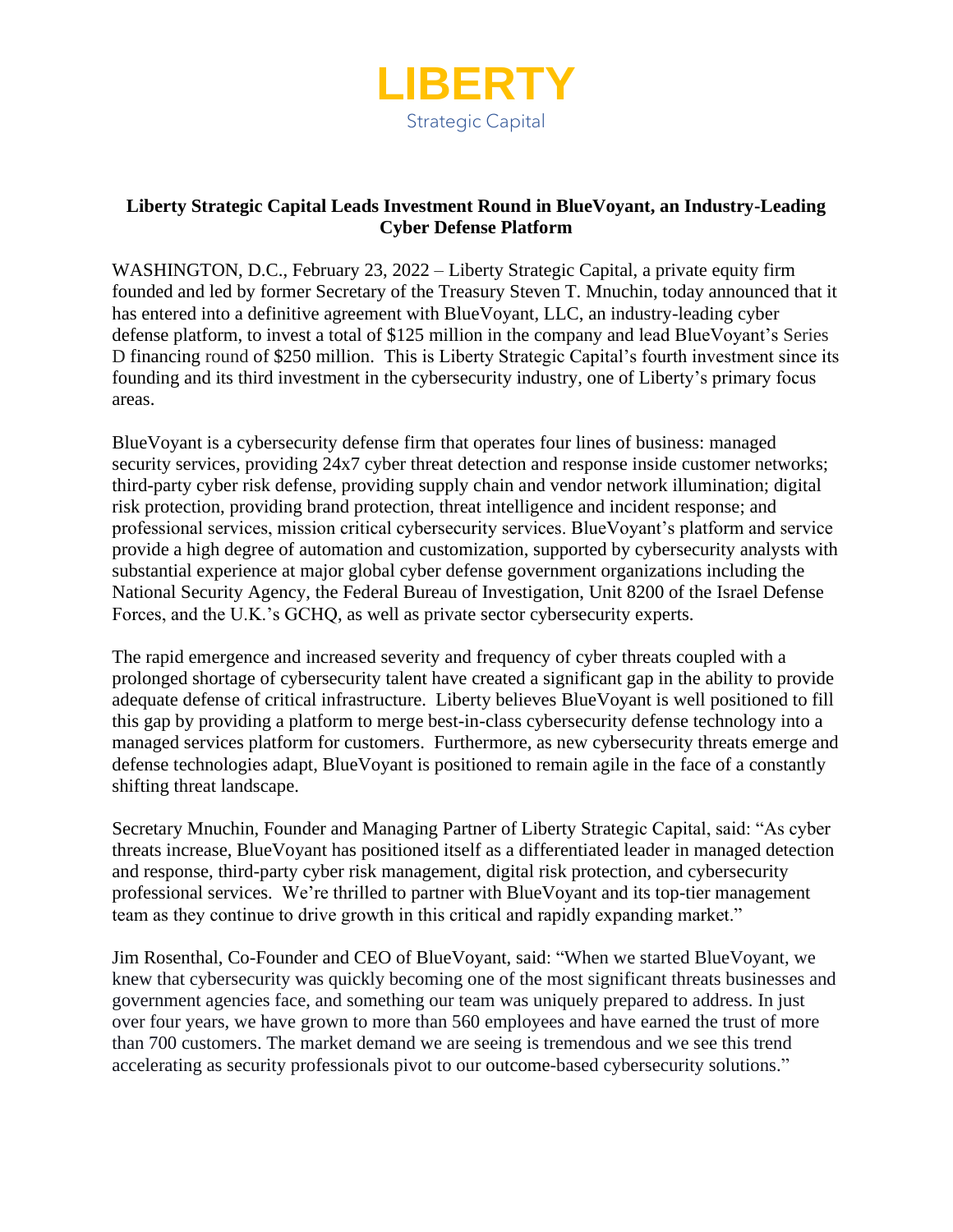LIBERTY
Strategic Capital

**Liberty Strategic Capital Leads Investment Round in BlueVoyant, an Industry-Leading Cyber Defense Platform**

WASHINGTON, D.C., February 23, 2022 – Liberty Strategic Capital, a private equity firm founded and led by former Secretary of the Treasury Steven T. Mnuchin, today announced that it has entered into a definitive agreement with BlueVoyant, LLC, an industry-leading cyber defense platform, to invest a total of $125 million in the company and lead BlueVoyant's Series D financing round of $250 million. This is Liberty Strategic Capital's fourth investment since its founding and its third investment in the cybersecurity industry, one of Liberty's primary focus areas.

BlueVoyant is a cybersecurity defense firm that operates four lines of business: managed security services, providing 24x7 cyber threat detection and response inside customer networks; third-party cyber risk defense, providing supply chain and vendor network illumination; digital risk protection, providing brand protection, threat intelligence and incident response; and professional services, mission critical cybersecurity services. BlueVoyant's platform and service provide a high degree of automation and customization, supported by cybersecurity analysts with substantial experience at major global cyber defense government organizations including the National Security Agency, the Federal Bureau of Investigation, Unit 8200 of the Israel Defense Forces, and the U.K.'s GCHQ, as well as private sector cybersecurity experts.

The rapid emergence and increased severity and frequency of cyber threats coupled with a prolonged shortage of cybersecurity talent have created a significant gap in the ability to provide adequate defense of critical infrastructure. Liberty believes BlueVoyant is well positioned to fill this gap by providing a platform to merge best-in-class cybersecurity defense technology into a managed services platform for customers. Furthermore, as new cybersecurity threats emerge and defense technologies adapt, BlueVoyant is positioned to remain agile in the face of a constantly shifting threat landscape.

Secretary Mnuchin, Founder and Managing Partner of Liberty Strategic Capital, said: "As cyber threats increase, BlueVoyant has positioned itself as a differentiated leader in managed detection and response, third-party cyber risk management, digital risk protection, and cybersecurity professional services. We're thrilled to partner with BlueVoyant and its top-tier management team as they continue to drive growth in this critical and rapidly expanding market."

Jim Rosenthal, Co-Founder and CEO of BlueVoyant, said: "When we started BlueVoyant, we knew that cybersecurity was quickly becoming one of the most significant threats businesses and government agencies face, and something our team was uniquely prepared to address. In just over four years, we have grown to more than 560 employees and have earned the trust of more than 700 customers. The market demand we are seeing is tremendous and we see this trend accelerating as security professionals pivot to our outcome-based cybersecurity solutions."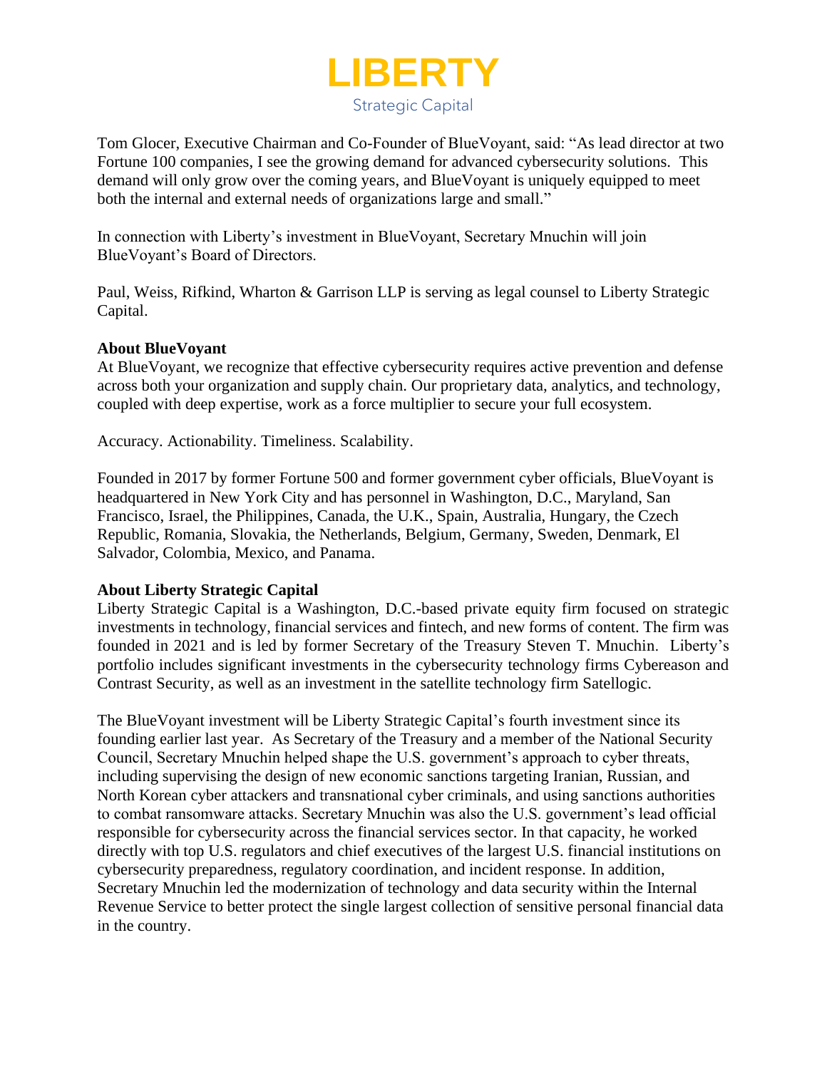Tom Glocer, Executive Chairman and Co-Founder of BlueVoyant, said: "As lead director at two Fortune 100 companies, I see the growing demand for advanced cybersecurity solutions. This demand will only grow over the coming years, and BlueVoyant is uniquely equipped to meet both the internal and external needs of organizations large and small."

In connection with Liberty's investment in BlueVoyant, Secretary Mnuchin will join BlueVoyant's Board of Directors.

Paul, Weiss, Rifkind, Wharton & Garrison LLP is serving as legal counsel to Liberty Strategic Capital.

**About BlueVoyant**

At BlueVoyant, we recognize that effective cybersecurity requires active prevention and defense across both your organization and supply chain. Our proprietary data, analytics, and technology, coupled with deep expertise, work as a force multiplier to secure your full ecosystem.

Accuracy. Actionability. Timeliness. Scalability.

Founded in 2017 by former Fortune 500 and former government cyber officials, BlueVoyant is headquartered in New York City and has personnel in Washington, D.C., Maryland, San Francisco, Israel, the Philippines, Canada, the U.K., Spain, Australia, Hungary, the Czech Republic, Romania, Slovakia, the Netherlands, Belgium, Germany, Sweden, Denmark, El Salvador, Colombia, Mexico, and Panama.

**About Liberty Strategic Capital**

Liberty Strategic Capital is a Washington, D.C.-based private equity firm focused on strategic investments in technology, financial services and fintech, and new forms of content. The firm was founded in 2021 and is led by former Secretary of the Treasury Steven T. Mnuchin. Liberty's portfolio includes significant investments in the cybersecurity technology firms Cybereason and Contrast Security, as well as an investment in the satellite technology firm Satellogic.

The BlueVoyant investment will be Liberty Strategic Capital's fourth investment since its founding earlier last year. As Secretary of the Treasury and a member of the National Security Council, Secretary Mnuchin helped shape the U.S. government's approach to cyber threats, including supervising the design of new economic sanctions targeting Iranian, Russian, and North Korean cyber attackers and transnational cyber criminals, and using sanctions authorities to combat ransomware attacks. Secretary Mnuchin was also the U.S. government's lead official responsible for cybersecurity across the financial services sector. In that capacity, he worked directly with top U.S. regulators and chief executives of the largest U.S. financial institutions on cybersecurity preparedness, regulatory coordination, and incident response. In addition, Secretary Mnuchin led the modernization of technology and data security within the Internal Revenue Service to better protect the single largest collection of sensitive personal financial data in the country.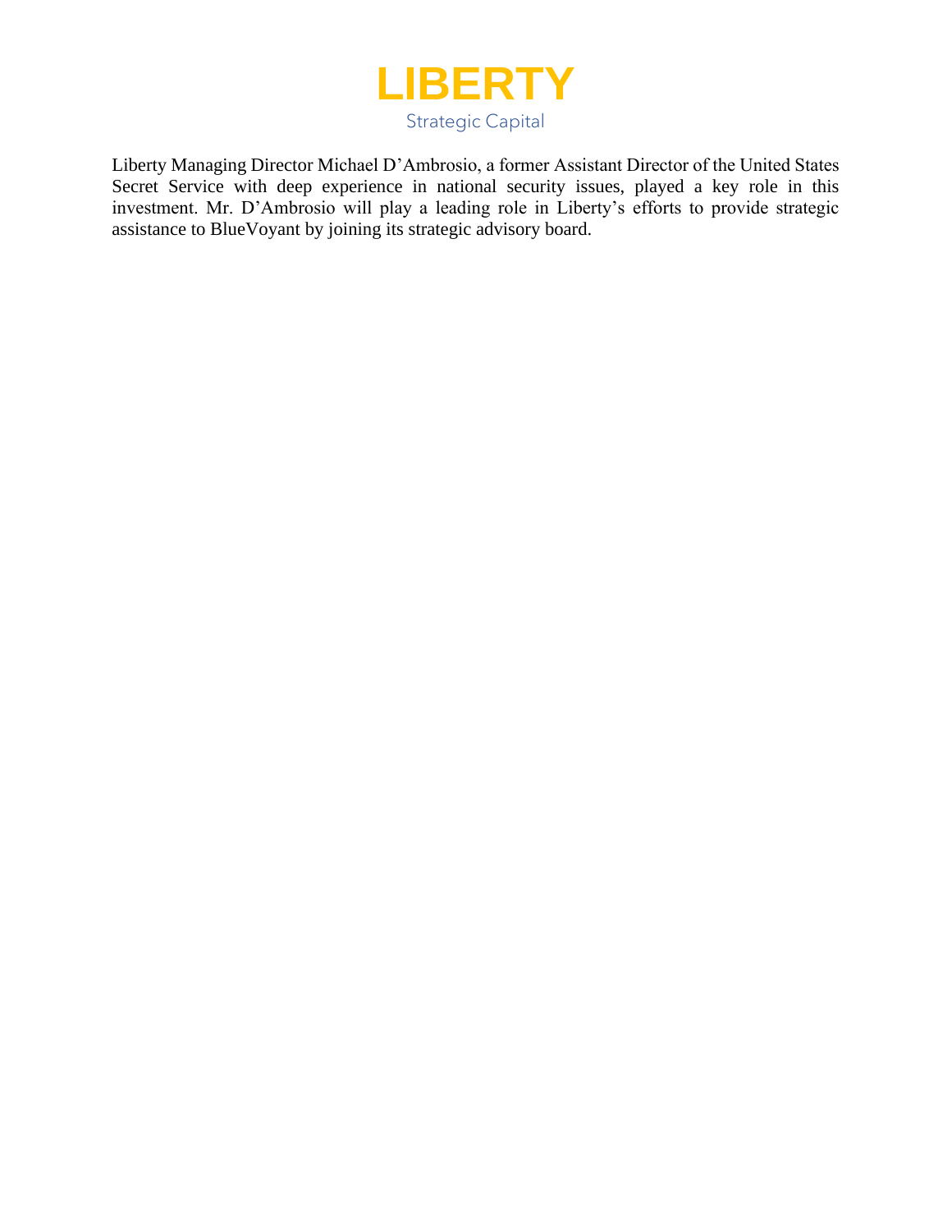# LIBERTY

Strategic Capital

Liberty Managing Director Michael D'Ambrosio, a former Assistant Director of the United States Secret Service with deep experience in national security issues, played a key role in this investment. Mr. D'Ambrosio will play a leading role in Liberty's efforts to provide strategic assistance to BlueVoyant by joining its strategic advisory board.